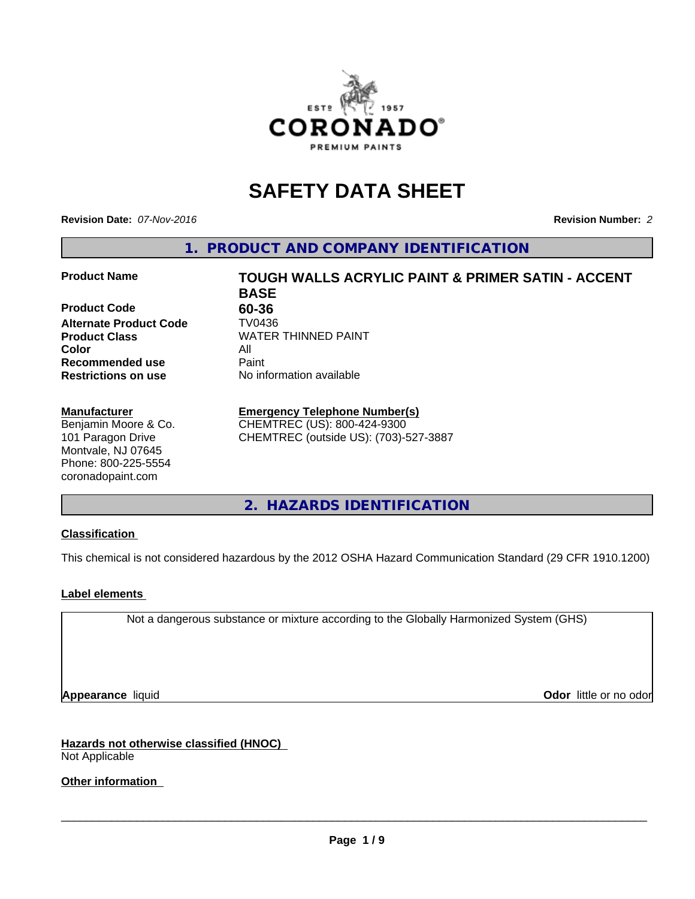# SAFETY DATA SHEET

**Revision Date:** *07-Nov-2016* **Revision Number:** *2*

## 1. PRODUCT AND COMPANY IDENTIFICATION

| | |
|---|---|
| **Product Name** | **TOUGH WALLS ACRYLIC PAINT & PRIMER SATIN - ACCENT BASE** |
| **Product Code** | **60-36** |
| **Alternate Product Code** | TV0436 |
| **Product Class** | WATER THINNED PAINT |
| **Color** | All |
| **Recommended use** | Paint |
| **Restrictions on use** | No information available |

**Manufacturer**
Benjamin Moore & Co.
101 Paragon Drive
Montvale, NJ 07645
Phone: 800-225-5554
coronadopaint.com

**Emergency Telephone Number(s)**
CHEMTREC (US): 800-424-9300
CHEMTREC (outside US): (703)-527-3887

## 2. HAZARDS IDENTIFICATION

**Classification**

This chemical is not considered hazardous by the 2012 OSHA Hazard Communication Standard (29 CFR 1910.1200)

**Label elements**

Not a dangerous substance or mixture according to the Globally Harmonized System (GHS)

**Appearance** liquid **Odor** little or no odor

**Hazards not otherwise classified (HNOC)**
Not Applicable

**Other information**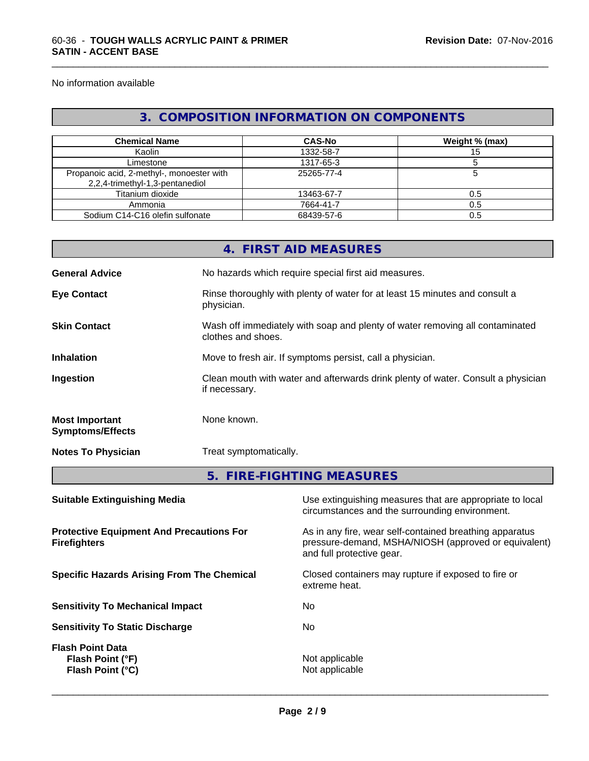No information available

## 3. COMPOSITION INFORMATION ON COMPONENTS

| Chemical Name | CAS-No | Weight % (max) |
| --- | --- | --- |
| Kaolin | 1332-58-7 | 15 |
| Limestone | 1317-65-3 | 5 |
| Propanoic acid, 2-methyl-, monoester with 2,2,4-trimethyl-1,3-pentanediol | 25265-77-4 | 5 |
| Titanium dioxide | 13463-67-7 | 0.5 |
| Ammonia | 7664-41-7 | 0.5 |
| Sodium C14-C16 olefin sulfonate | 68439-57-6 | 0.5 |

## 4. FIRST AID MEASURES

**General Advice** No hazards which require special first aid measures.

**Eye Contact** Rinse thoroughly with plenty of water for at least 15 minutes and consult a physician.

**Skin Contact** Wash off immediately with soap and plenty of water removing all contaminated clothes and shoes.

**Inhalation** Move to fresh air. If symptoms persist, call a physician.

**Ingestion** Clean mouth with water and afterwards drink plenty of water. Consult a physician if necessary.

**Most Important Symptoms/Effects** None known.

**Notes To Physician** Treat symptomatically.

## 5. FIRE-FIGHTING MEASURES

**Suitable Extinguishing Media** Use extinguishing measures that are appropriate to local circumstances and the surrounding environment.

**Protective Equipment And Precautions For Firefighters** As in any fire, wear self-contained breathing apparatus pressure-demand, MSHA/NIOSH (approved or equivalent) and full protective gear.

**Specific Hazards Arising From The Chemical** Closed containers may rupture if exposed to fire or extreme heat.

**Sensitivity To Mechanical Impact** No

**Sensitivity To Static Discharge** No

**Flash Point Data**
**Flash Point (°F)** Not applicable
**Flash Point (°C)** Not applicable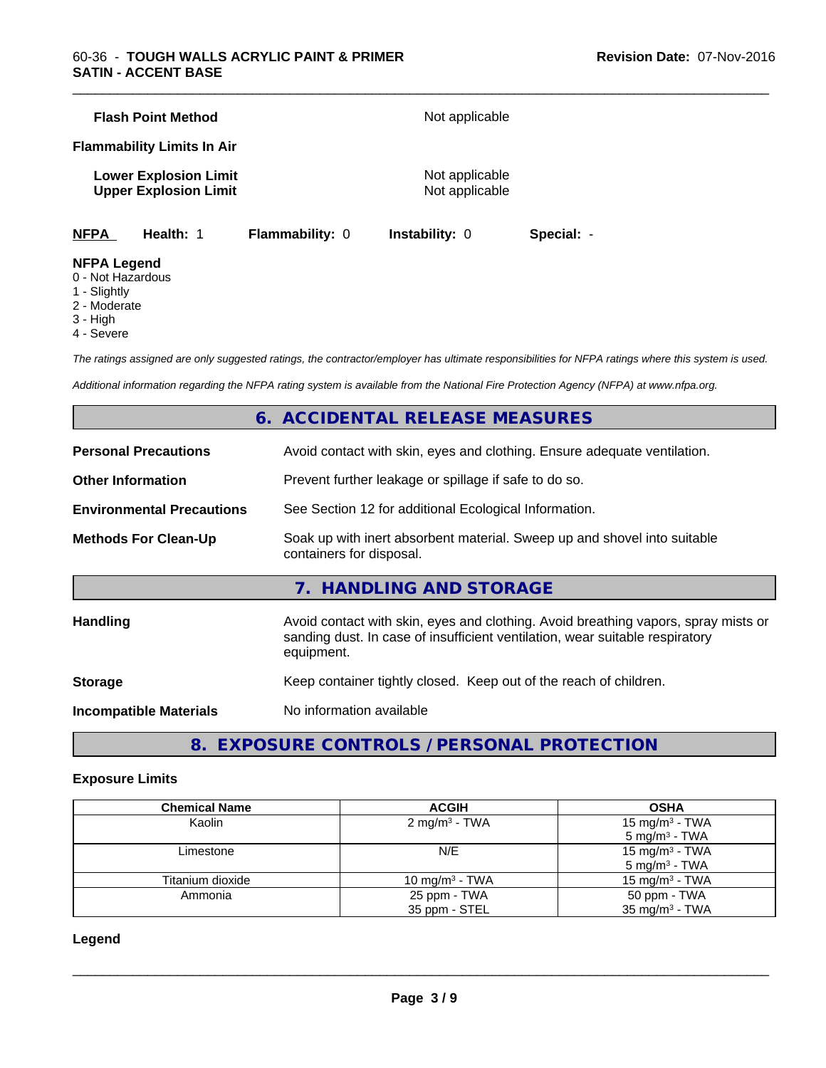**Flash Point Method** Not applicable

**Flammability Limits In Air**

**Lower Explosion Limit** Not applicable
**Upper Explosion Limit** Not applicable

**NFPA** **Health:** 1 **Flammability:** 0 **Instability:** 0 **Special:** -

**NFPA Legend**
0 - Not Hazardous
1 - Slightly
2 - Moderate
3 - High
4 - Severe

*The ratings assigned are only suggested ratings, the contractor/employer has ultimate responsibilities for NFPA ratings where this system is used.*

*Additional information regarding the NFPA rating system is available from the National Fire Protection Agency (NFPA) at www.nfpa.org.*

## 6. ACCIDENTAL RELEASE MEASURES

**Personal Precautions** Avoid contact with skin, eyes and clothing. Ensure adequate ventilation.

**Other Information** Prevent further leakage or spillage if safe to do so.

**Environmental Precautions** See Section 12 for additional Ecological Information.

**Methods For Clean-Up** Soak up with inert absorbent material. Sweep up and shovel into suitable containers for disposal.

## 7. HANDLING AND STORAGE

**Handling** Avoid contact with skin, eyes and clothing. Avoid breathing vapors, spray mists or sanding dust. In case of insufficient ventilation, wear suitable respiratory equipment.

**Storage** Keep container tightly closed. Keep out of the reach of children.

**Incompatible Materials** No information available

## 8. EXPOSURE CONTROLS / PERSONAL PROTECTION

### Exposure Limits

| Chemical Name | ACGIH | OSHA |
| --- | --- | --- |
| Kaolin | 2 mg/m³ - TWA | 15 mg/m³ - TWA<br>5 mg/m³ - TWA |
| Limestone | N/E | 15 mg/m³ - TWA<br>5 mg/m³ - TWA |
| Titanium dioxide | 10 mg/m³ - TWA | 15 mg/m³ - TWA |
| Ammonia | 25 ppm - TWA<br>35 ppm - STEL | 50 ppm - TWA<br>35 mg/m³ - TWA |

### Legend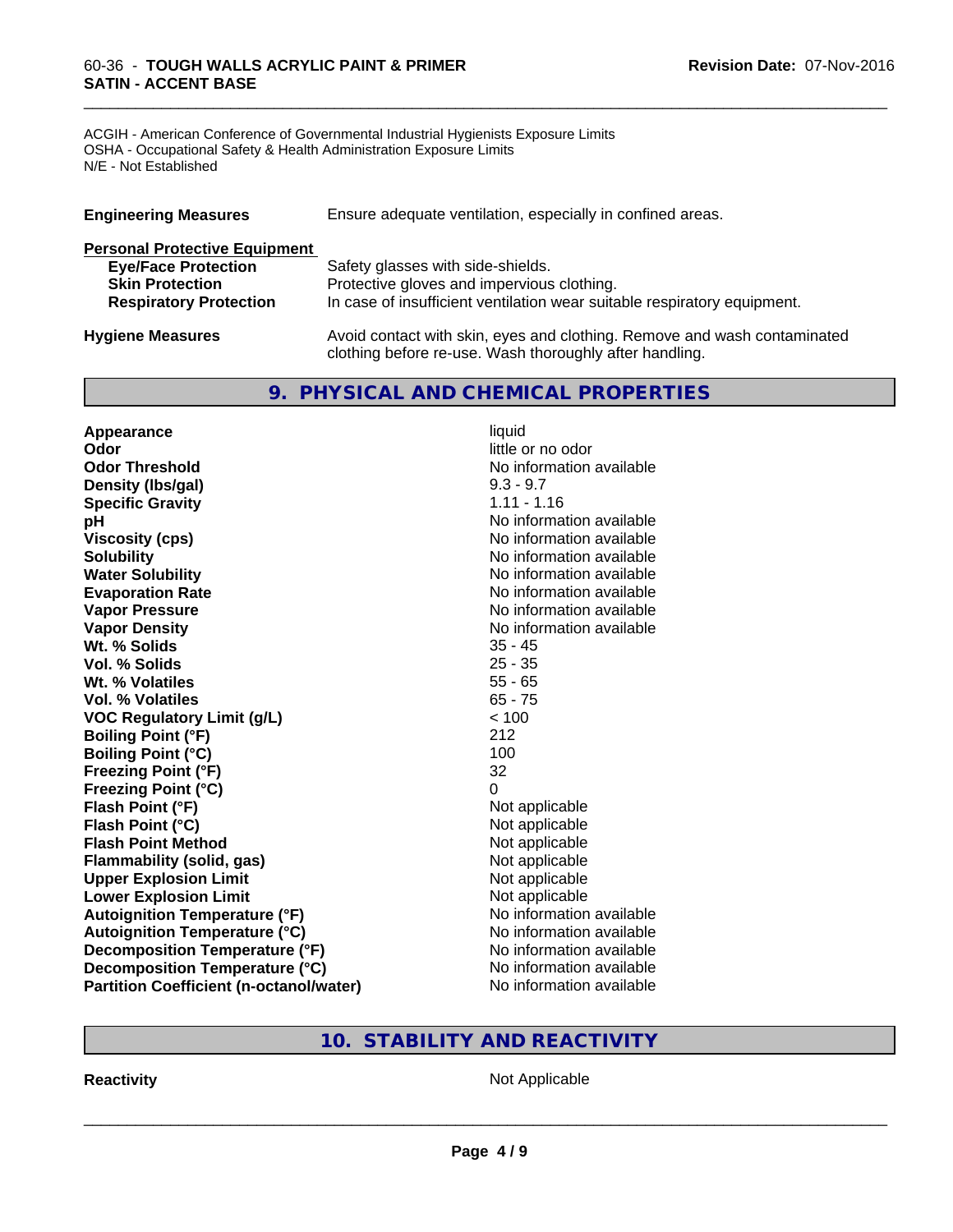ACGIH - American Conference of Governmental Industrial Hygienists Exposure Limits
OSHA - Occupational Safety & Health Administration Exposure Limits
N/E - Not Established

**Engineering Measures** Ensure adequate ventilation, especially in confined areas.

**Personal Protective Equipment**

| | |
|---|---|
| **Eye/Face Protection** | Safety glasses with side-shields. |
| **Skin Protection** | Protective gloves and impervious clothing. |
| **Respiratory Protection** | In case of insufficient ventilation wear suitable respiratory equipment. |

**Hygiene Measures** Avoid contact with skin, eyes and clothing. Remove and wash contaminated clothing before re-use. Wash thoroughly after handling.

## 9. PHYSICAL AND CHEMICAL PROPERTIES

| | |
|---|---|
| **Appearance** | liquid |
| **Odor** | little or no odor |
| **Odor Threshold** | No information available |
| **Density (lbs/gal)** | 9.3 - 9.7 |
| **Specific Gravity** | 1.11 - 1.16 |
| **pH** | No information available |
| **Viscosity (cps)** | No information available |
| **Solubility** | No information available |
| **Water Solubility** | No information available |
| **Evaporation Rate** | No information available |
| **Vapor Pressure** | No information available |
| **Vapor Density** | No information available |
| **Wt. % Solids** | 35 - 45 |
| **Vol. % Solids** | 25 - 35 |
| **Wt. % Volatiles** | 55 - 65 |
| **Vol. % Volatiles** | 65 - 75 |
| **VOC Regulatory Limit (g/L)** | < 100 |
| **Boiling Point (°F)** | 212 |
| **Boiling Point (°C)** | 100 |
| **Freezing Point (°F)** | 32 |
| **Freezing Point (°C)** | 0 |
| **Flash Point (°F)** | Not applicable |
| **Flash Point (°C)** | Not applicable |
| **Flash Point Method** | Not applicable |
| **Flammability (solid, gas)** | Not applicable |
| **Upper Explosion Limit** | Not applicable |
| **Lower Explosion Limit** | Not applicable |
| **Autoignition Temperature (°F)** | No information available |
| **Autoignition Temperature (°C)** | No information available |
| **Decomposition Temperature (°F)** | No information available |
| **Decomposition Temperature (°C)** | No information available |
| **Partition Coefficient (n-octanol/water)** | No information available |

## 10. STABILITY AND REACTIVITY

**Reactivity** Not Applicable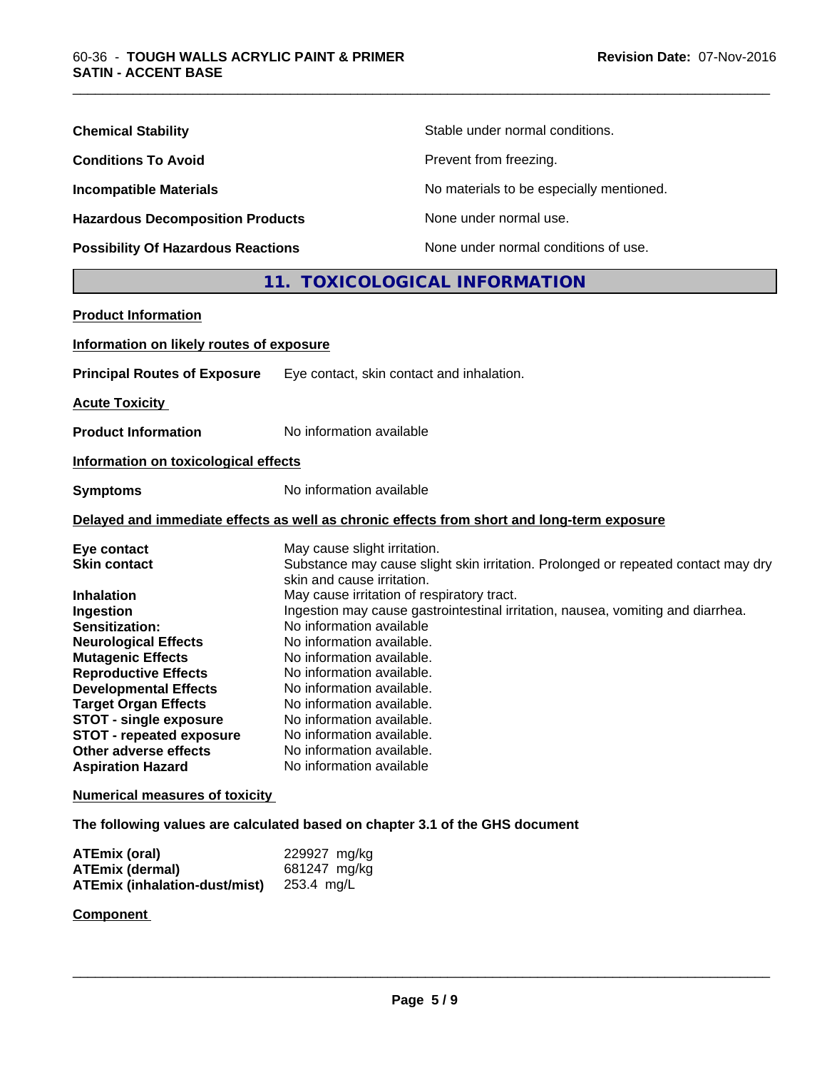| | |
|---|---|
| **Chemical Stability** | Stable under normal conditions. |
| **Conditions To Avoid** | Prevent from freezing. |
| **Incompatible Materials** | No materials to be especially mentioned. |
| **Hazardous Decomposition Products** | None under normal use. |
| **Possibility Of Hazardous Reactions** | None under normal conditions of use. |

## 11. TOXICOLOGICAL INFORMATION

**Product Information**

**Information on likely routes of exposure**

**Principal Routes of Exposure** Eye contact, skin contact and inhalation.

**Acute Toxicity**

**Product Information** No information available

**Information on toxicological effects**

**Symptoms** No information available

**Delayed and immediate effects as well as chronic effects from short and long-term exposure**

| | |
|---|---|
| **Eye contact** | May cause slight irritation. |
| **Skin contact** | Substance may cause slight skin irritation. Prolonged or repeated contact may dry skin and cause irritation. |
| **Inhalation** | May cause irritation of respiratory tract. |
| **Ingestion** | Ingestion may cause gastrointestinal irritation, nausea, vomiting and diarrhea. |
| **Sensitization:** | No information available |
| **Neurological Effects** | No information available. |
| **Mutagenic Effects** | No information available. |
| **Reproductive Effects** | No information available. |
| **Developmental Effects** | No information available. |
| **Target Organ Effects** | No information available. |
| **STOT - single exposure** | No information available. |
| **STOT - repeated exposure** | No information available. |
| **Other adverse effects** | No information available. |
| **Aspiration Hazard** | No information available |

**Numerical measures of toxicity**

**The following values are calculated based on chapter 3.1 of the GHS document**

| | |
|---|---|
| **ATEmix (oral)** | 229927 mg/kg |
| **ATEmix (dermal)** | 681247 mg/kg |
| **ATEmix (inhalation-dust/mist)** | 253.4 mg/L |

**Component**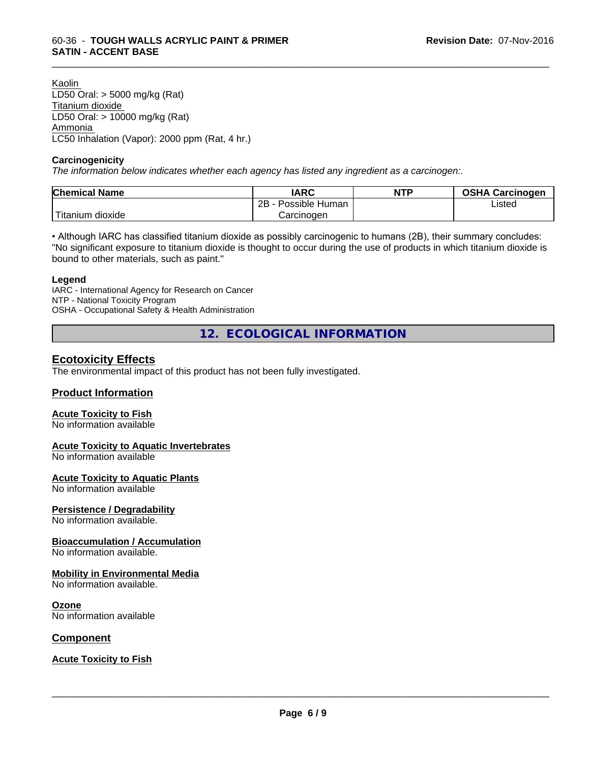Kaolin
LD50 Oral: > 5000 mg/kg (Rat)
Titanium dioxide
LD50 Oral: > 10000 mg/kg (Rat)
Ammonia
LC50 Inhalation (Vapor): 2000 ppm (Rat, 4 hr.)

**Carcinogenicity**

*The information below indicates whether each agency has listed any ingredient as a carcinogen:.*

| Chemical Name | IARC | NTP | OSHA Carcinogen |
|---|---|---|---|
| Titanium dioxide | 2B - Possible Human Carcinogen | | Listed |

• Although IARC has classified titanium dioxide as possibly carcinogenic to humans (2B), their summary concludes: "No significant exposure to titanium dioxide is thought to occur during the use of products in which titanium dioxide is bound to other materials, such as paint."

**Legend**

IARC - International Agency for Research on Cancer
NTP - National Toxicity Program
OSHA - Occupational Safety & Health Administration

## 12. ECOLOGICAL INFORMATION

### Ecotoxicity Effects

The environmental impact of this product has not been fully investigated.

### Product Information

**Acute Toxicity to Fish**
No information available

**Acute Toxicity to Aquatic Invertebrates**
No information available

**Acute Toxicity to Aquatic Plants**
No information available

**Persistence / Degradability**
No information available.

**Bioaccumulation / Accumulation**
No information available.

**Mobility in Environmental Media**
No information available.

**Ozone**
No information available

### Component

**Acute Toxicity to Fish**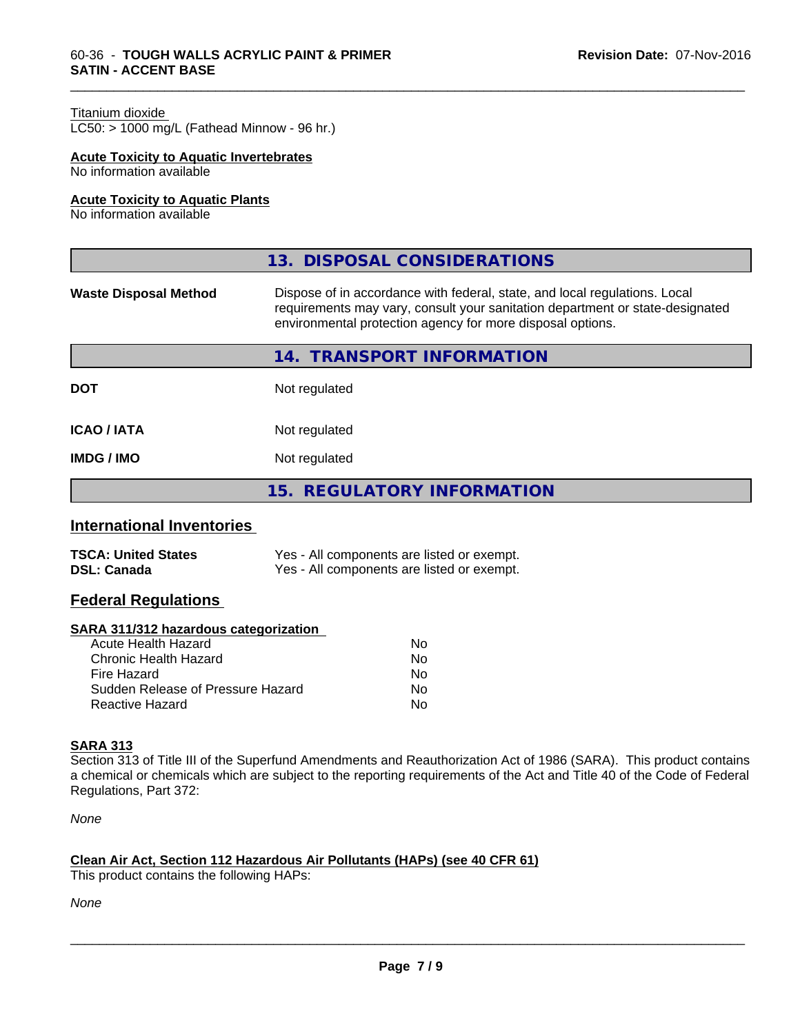Titanium dioxide
LC50: > 1000 mg/L (Fathead Minnow - 96 hr.)

**Acute Toxicity to Aquatic Invertebrates**
No information available

**Acute Toxicity to Aquatic Plants**
No information available

## 13. DISPOSAL CONSIDERATIONS

| | |
|---|---|
| **Waste Disposal Method** | Dispose of in accordance with federal, state, and local regulations. Local requirements may vary, consult your sanitation department or state-designated environmental protection agency for more disposal options. |

## 14. TRANSPORT INFORMATION

| | |
|---|---|
| **DOT** | Not regulated |
| **ICAO / IATA** | Not regulated |
| **IMDG / IMO** | Not regulated |

## 15. REGULATORY INFORMATION

### International Inventories

| | |
|---|---|
| **TSCA: United States** | Yes - All components are listed or exempt. |
| **DSL: Canada** | Yes - All components are listed or exempt. |

### Federal Regulations

**SARA 311/312 hazardous categorization**

| | |
|---|---|
| Acute Health Hazard | No |
| Chronic Health Hazard | No |
| Fire Hazard | No |
| Sudden Release of Pressure Hazard | No |
| Reactive Hazard | No |

**SARA 313**
Section 313 of Title III of the Superfund Amendments and Reauthorization Act of 1986 (SARA). This product contains a chemical or chemicals which are subject to the reporting requirements of the Act and Title 40 of the Code of Federal Regulations, Part 372:

*None*

**Clean Air Act, Section 112 Hazardous Air Pollutants (HAPs) (see 40 CFR 61)**
This product contains the following HAPs:

*None*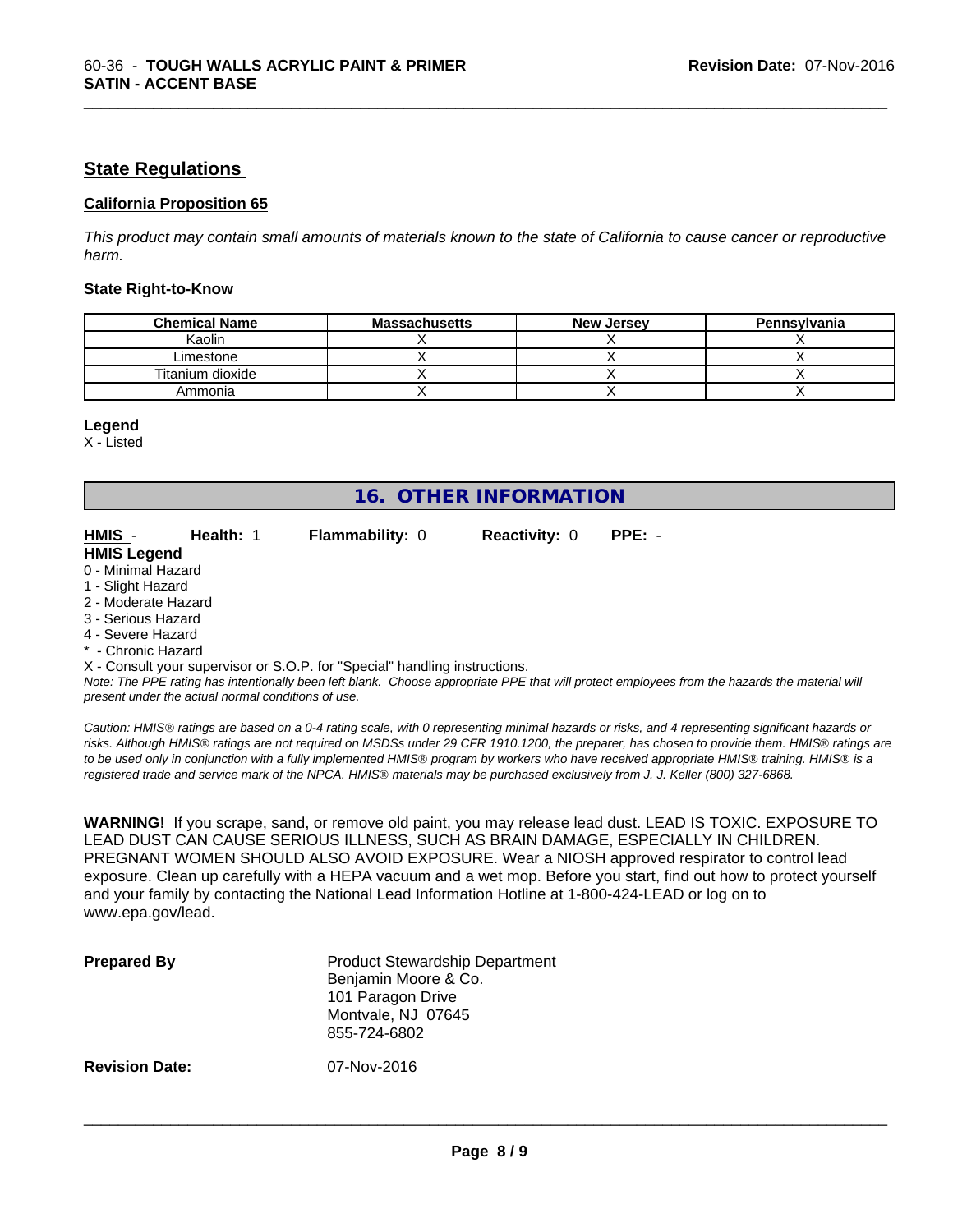## State Regulations

### California Proposition 65

*This product may contain small amounts of materials known to the state of California to cause cancer or reproductive harm.*

### State Right-to-Know

| Chemical Name | Massachusetts | New Jersey | Pennsylvania |
|---|---|---|---|
| Kaolin | X | X | X |
| Limestone | X | X | X |
| Titanium dioxide | X | X | X |
| Ammonia | X | X | X |

**Legend**

X - Listed

# 16. OTHER INFORMATION

**HMIS** - **Health:** 1 **Flammability:** 0 **Reactivity:** 0 **PPE:** -

**HMIS Legend**

0 - Minimal Hazard
1 - Slight Hazard
2 - Moderate Hazard
3 - Serious Hazard
4 - Severe Hazard
* - Chronic Hazard
X - Consult your supervisor or S.O.P. for "Special" handling instructions.

*Note: The PPE rating has intentionally been left blank. Choose appropriate PPE that will protect employees from the hazards the material will present under the actual normal conditions of use.*

*Caution: HMIS® ratings are based on a 0-4 rating scale, with 0 representing minimal hazards or risks, and 4 representing significant hazards or risks. Although HMIS® ratings are not required on MSDSs under 29 CFR 1910.1200, the preparer, has chosen to provide them. HMIS® ratings are to be used only in conjunction with a fully implemented HMIS® program by workers who have received appropriate HMIS® training. HMIS® is a registered trade and service mark of the NPCA. HMIS® materials may be purchased exclusively from J. J. Keller (800) 327-6868.*

**WARNING!** If you scrape, sand, or remove old paint, you may release lead dust. LEAD IS TOXIC. EXPOSURE TO LEAD DUST CAN CAUSE SERIOUS ILLNESS, SUCH AS BRAIN DAMAGE, ESPECIALLY IN CHILDREN. PREGNANT WOMEN SHOULD ALSO AVOID EXPOSURE. Wear a NIOSH approved respirator to control lead exposure. Clean up carefully with a HEPA vacuum and a wet mop. Before you start, find out how to protect yourself and your family by contacting the National Lead Information Hotline at 1-800-424-LEAD or log on to www.epa.gov/lead.

**Prepared By**

Product Stewardship Department
Benjamin Moore & Co.
101 Paragon Drive
Montvale, NJ 07645
855-724-6802

**Revision Date:** 07-Nov-2016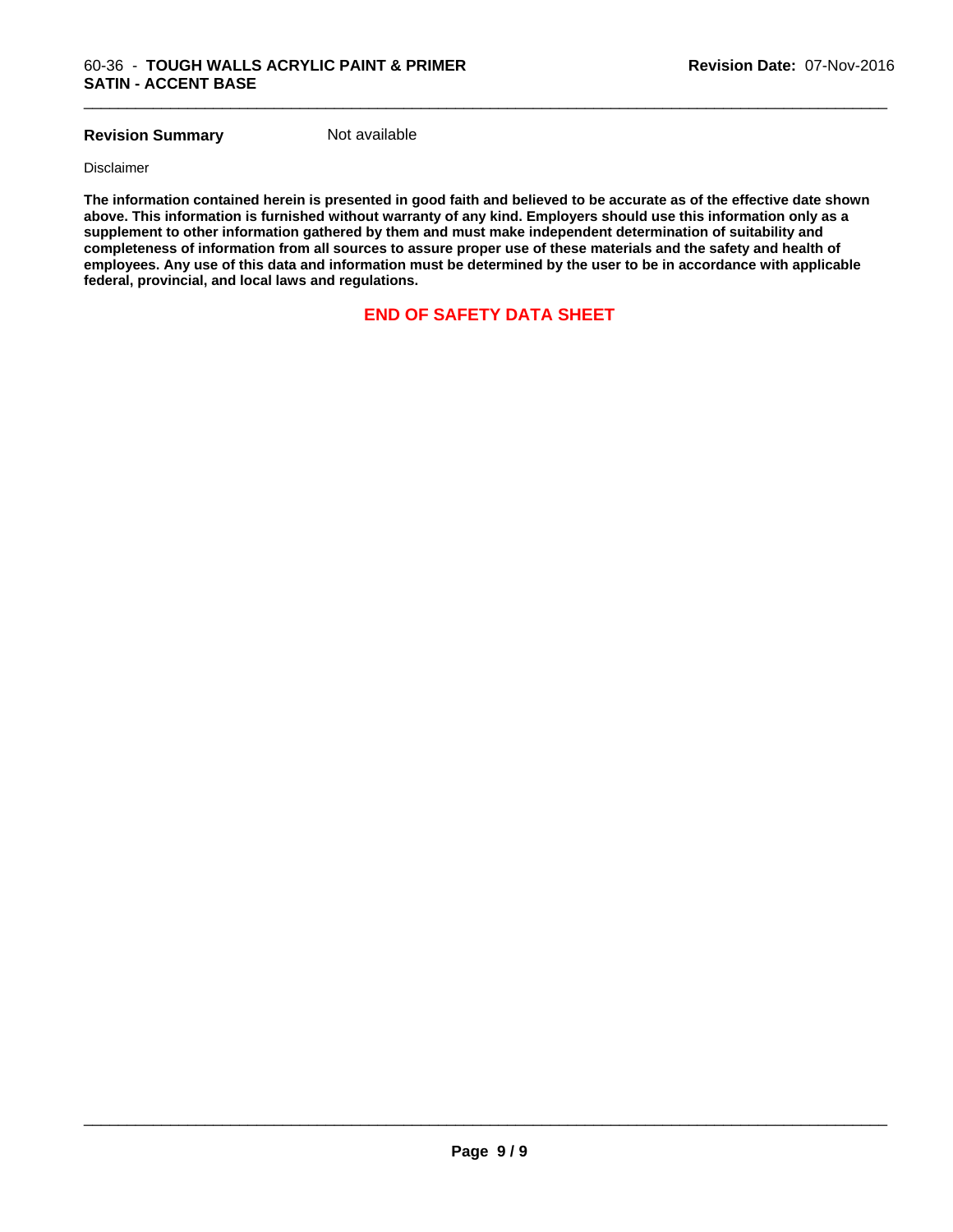**Revision Summary** Not available

Disclaimer

**The information contained herein is presented in good faith and believed to be accurate as of the effective date shown above. This information is furnished without warranty of any kind. Employers should use this information only as a supplement to other information gathered by them and must make independent determination of suitability and completeness of information from all sources to assure proper use of these materials and the safety and health of employees. Any use of this data and information must be determined by the user to be in accordance with applicable federal, provincial, and local laws and regulations.**

**END OF SAFETY DATA SHEET**